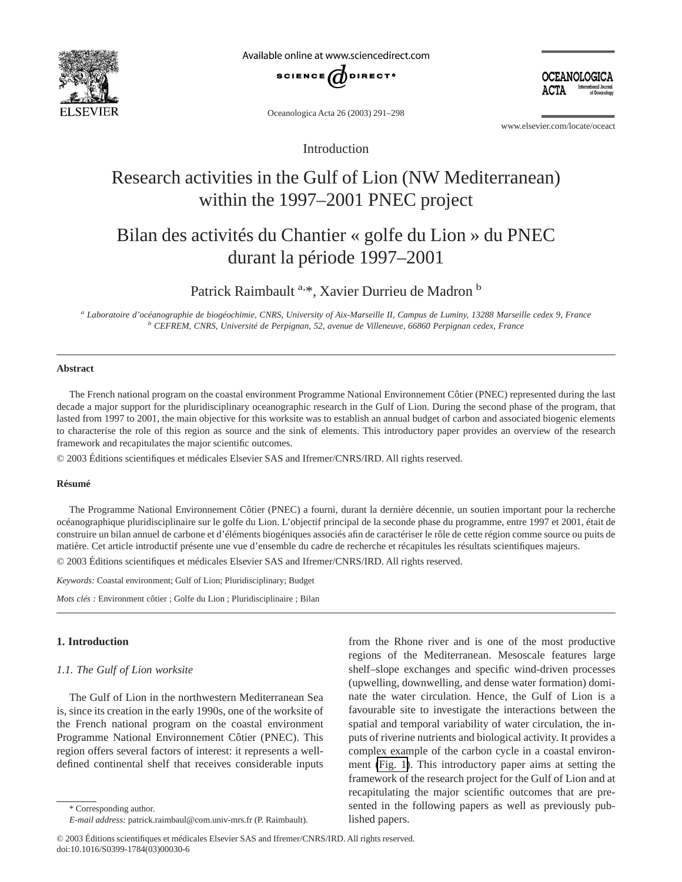Introduction

# Research activities in the Gulf of Lion (NW Mediterranean) within the 1997–2001 PNEC project

# Bilan des activités du Chantier « golfe du Lion » du PNEC durant la période 1997–2001

Patrick Raimbault [a,*], Xavier Durrieu de Madron [b]

[a] *Laboratoire d'océanographie de biogéochimie, CNRS, University of Aix-Marseille II, Campus de Luminy, 13288 Marseille cedex 9, France*
[b] *CEFREM, CNRS, Université de Perpignan, 52, avenue de Villeneuve, 66860 Perpignan cedex, France*

---

**Abstract**

The French national program on the coastal environment Programme National Environnement Côtier (PNEC) represented during the last decade a major support for the pluridisciplinary oceanographic research in the Gulf of Lion. During the second phase of the program, that lasted from 1997 to 2001, the main objective for this worksite was to establish an annual budget of carbon and associated biogenic elements to characterise the role of this region as source and the sink of elements. This introductory paper provides an overview of the research framework and recapitulates the major scientific outcomes.

© 2003 Éditions scientifiques et médicales Elsevier SAS and Ifremer/CNRS/IRD. All rights reserved.

**Résumé**

The Programme National Environnement Côtier (PNEC) a fourni, durant la dernière décennie, un soutien important pour la recherche océanographique pluridisciplinaire sur le golfe du Lion. L'objectif principal de la seconde phase du programme, entre 1997 et 2001, était de construire un bilan annuel de carbone et d'éléments biogéniques associés afin de caractériser le rôle de cette région comme source ou puits de matière. Cet article introductif présente une vue d'ensemble du cadre de recherche et récapitules les résultats scientifiques majeurs.

© 2003 Éditions scientifiques et médicales Elsevier SAS and Ifremer/CNRS/IRD. All rights reserved.

*Keywords:* Coastal environment; Gulf of Lion; Pluridisciplinary; Budget

*Mots clés :* Environment côtier ; Golfe du Lion ; Pluridisciplinaire ; Bilan

---

## 1. Introduction

### 1.1. The Gulf of Lion worksite

The Gulf of Lion in the northwestern Mediterranean Sea is, since its creation in the early 1990s, one of the worksite of the French national program on the coastal environment Programme National Environnement Côtier (PNEC). This region offers several factors of interest: it represents a well-defined continental shelf that receives considerable inputs from the Rhone river and is one of the most productive regions of the Mediterranean. Mesoscale features large shelf–slope exchanges and specific wind-driven processes (upwelling, downwelling, and dense water formation) dominate the water circulation. Hence, the Gulf of Lion is a favourable site to investigate the interactions between the spatial and temporal variability of water circulation, the inputs of riverine nutrients and biological activity. It provides a complex example of the carbon cycle in a coastal environment (Fig. 1). This introductory paper aims at setting the framework of the research project for the Gulf of Lion and at recapitulating the major scientific outcomes that are presented in the following papers as well as previously published papers.

\* Corresponding author.
*E-mail address:* patrick.raimbaul@com.univ-mrs.fr (P. Raimbault).

© 2003 Éditions scientifiques et médicales Elsevier SAS and Ifremer/CNRS/IRD. All rights reserved.
doi:10.1016/S0399-1784(03)00030-6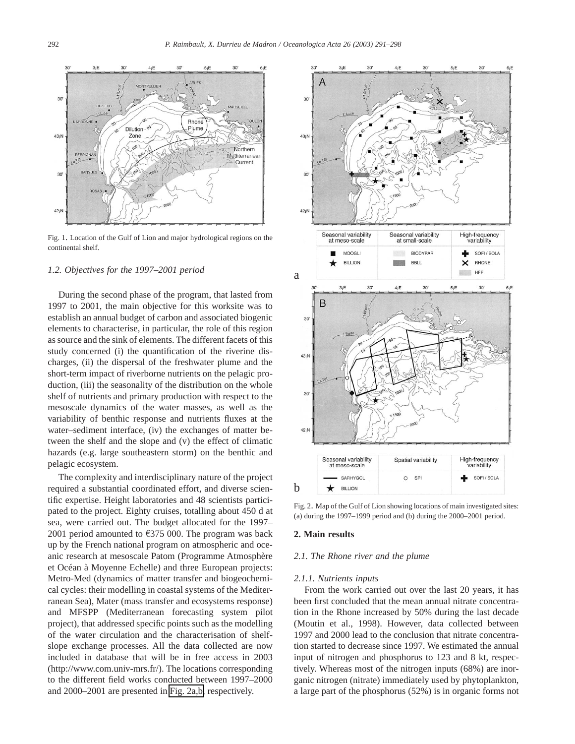Fig. 1. Location of the Gulf of Lion and major hydrological regions on the continental shelf.

### 1.2. Objectives for the 1997–2001 period

During the second phase of the program, that lasted from 1997 to 2001, the main objective for this worksite was to establish an annual budget of carbon and associated biogenic elements to characterise, in particular, the role of this region as source and the sink of elements. The different facets of this study concerned (i) the quantification of the riverine discharges, (ii) the dispersal of the freshwater plume and the short-term impact of riverborne nutrients on the pelagic production, (iii) the seasonality of the distribution on the whole shelf of nutrients and primary production with respect to the mesoscale dynamics of the water masses, as well as the variability of benthic response and nutrients fluxes at the water–sediment interface, (iv) the exchanges of matter between the shelf and the slope and (v) the effect of climatic hazards (e.g. large southeastern storm) on the benthic and pelagic ecosystem.

The complexity and interdisciplinary nature of the project required a substantial coordinated effort, and diverse scientific expertise. Height laboratories and 48 scientists participated to the project. Eighty cruises, totalling about 450 d at sea, were carried out. The budget allocated for the 1997–2001 period amounted to €375 000. The program was back up by the French national program on atmospheric and oceanic research at mesoscale Patom (Programme Atmosphère et Océan à Moyenne Echelle) and three European projects: Metro-Med (dynamics of matter transfer and biogeochemical cycles: their modelling in coastal systems of the Mediterranean Sea), Mater (mass transfer and ecosystems response) and MFSPP (Mediterranean forecasting system pilot project), that addressed specific points such as the modelling of the water circulation and the characterisation of shelf-slope exchange processes. All the data collected are now included in database that will be in free access in 2003 (http://www.com.univ-mrs.fr/). The locations corresponding to the different field works conducted between 1997–2000 and 2000–2001 are presented in Fig. 2a,b, respectively.

Fig. 2. Map of the Gulf of Lion showing locations of main investigated sites: (a) during the 1997–1999 period and (b) during the 2000–2001 period.

## 2. Main results

### 2.1. The Rhone river and the plume

#### 2.1.1. Nutrients inputs

From the work carried out over the last 20 years, it has been first concluded that the mean annual nitrate concentration in the Rhone increased by 50% during the last decade (Moutin et al., 1998). However, data collected between 1997 and 2000 lead to the conclusion that nitrate concentration started to decrease since 1997. We estimated the annual input of nitrogen and phosphorus to 123 and 8 kt, respectively. Whereas most of the nitrogen inputs (68%) are inorganic nitrogen (nitrate) immediately used by phytoplankton, a large part of the phosphorus (52%) is in organic forms not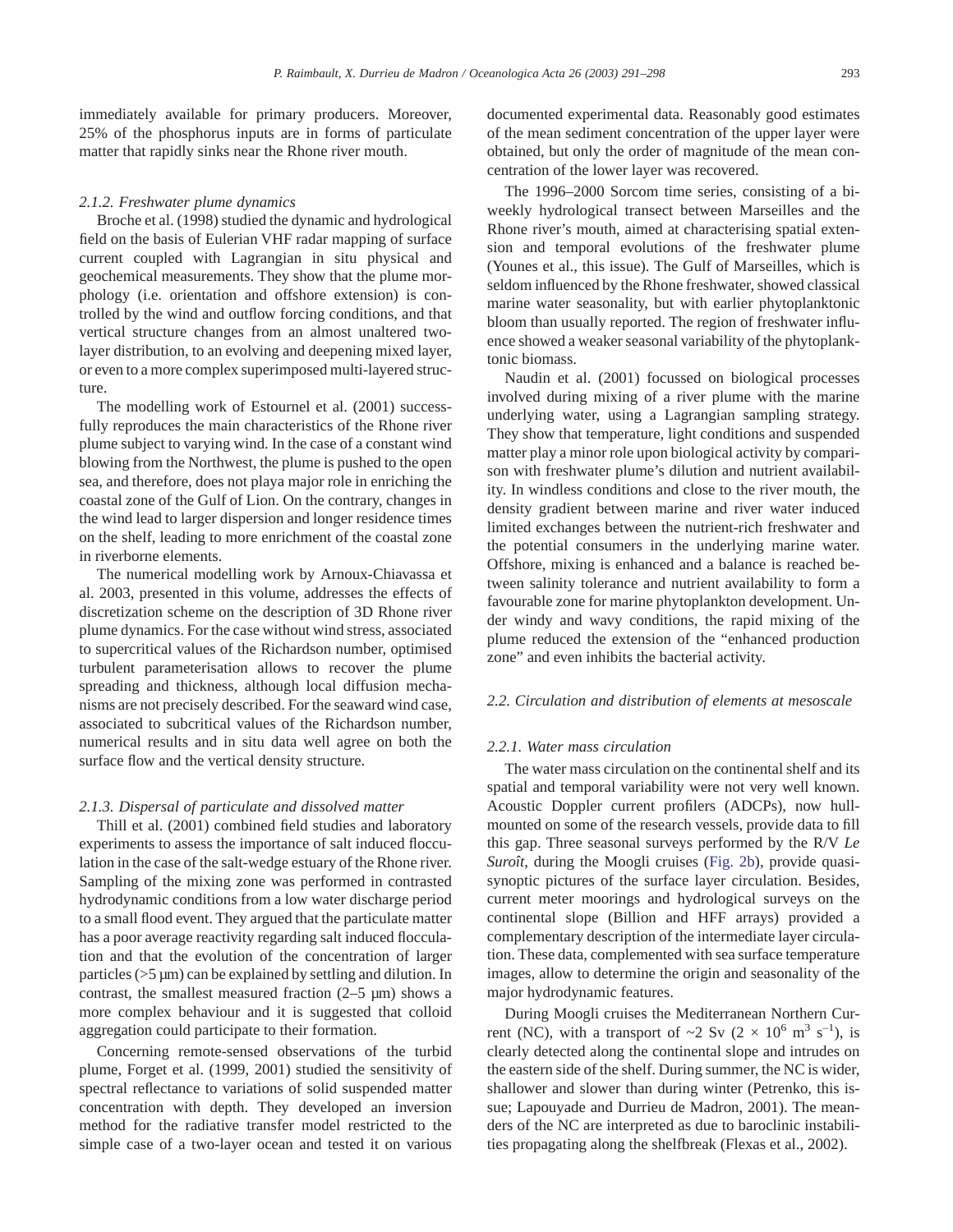immediately available for primary producers. Moreover, 25% of the phosphorus inputs are in forms of particulate matter that rapidly sinks near the Rhone river mouth.

#### *2.1.2. Freshwater plume dynamics*

Broche et al. (1998) studied the dynamic and hydrological field on the basis of Eulerian VHF radar mapping of surface current coupled with Lagrangian in situ physical and geochemical measurements. They show that the plume morphology (i.e. orientation and offshore extension) is controlled by the wind and outflow forcing conditions, and that vertical structure changes from an almost unaltered two-layer distribution, to an evolving and deepening mixed layer, or even to a more complex superimposed multi-layered structure.

The modelling work of Estournel et al. (2001) successfully reproduces the main characteristics of the Rhone river plume subject to varying wind. In the case of a constant wind blowing from the Northwest, the plume is pushed to the open sea, and therefore, does not playa major role in enriching the coastal zone of the Gulf of Lion. On the contrary, changes in the wind lead to larger dispersion and longer residence times on the shelf, leading to more enrichment of the coastal zone in riverborne elements.

The numerical modelling work by Arnoux-Chiavassa et al. 2003, presented in this volume, addresses the effects of discretization scheme on the description of 3D Rhone river plume dynamics. For the case without wind stress, associated to supercritical values of the Richardson number, optimised turbulent parameterisation allows to recover the plume spreading and thickness, although local diffusion mechanisms are not precisely described. For the seaward wind case, associated to subcritical values of the Richardson number, numerical results and in situ data well agree on both the surface flow and the vertical density structure.

#### *2.1.3. Dispersal of particulate and dissolved matter*

Thill et al. (2001) combined field studies and laboratory experiments to assess the importance of salt induced flocculation in the case of the salt-wedge estuary of the Rhone river. Sampling of the mixing zone was performed in contrasted hydrodynamic conditions from a low water discharge period to a small flood event. They argued that the particulate matter has a poor average reactivity regarding salt induced flocculation and that the evolution of the concentration of larger particles (>5 µm) can be explained by settling and dilution. In contrast, the smallest measured fraction (2–5 µm) shows a more complex behaviour and it is suggested that colloid aggregation could participate to their formation.

Concerning remote-sensed observations of the turbid plume, Forget et al. (1999, 2001) studied the sensitivity of spectral reflectance to variations of solid suspended matter concentration with depth. They developed an inversion method for the radiative transfer model restricted to the simple case of a two-layer ocean and tested it on various documented experimental data. Reasonably good estimates of the mean sediment concentration of the upper layer were obtained, but only the order of magnitude of the mean concentration of the lower layer was recovered.

The 1996–2000 Sorcom time series, consisting of a bi-weekly hydrological transect between Marseilles and the Rhone river's mouth, aimed at characterising spatial extension and temporal evolutions of the freshwater plume (Younes et al., this issue). The Gulf of Marseilles, which is seldom influenced by the Rhone freshwater, showed classical marine water seasonality, but with earlier phytoplanktonic bloom than usually reported. The region of freshwater influence showed a weaker seasonal variability of the phytoplanktonic biomass.

Naudin et al. (2001) focussed on biological processes involved during mixing of a river plume with the marine underlying water, using a Lagrangian sampling strategy. They show that temperature, light conditions and suspended matter play a minor role upon biological activity by comparison with freshwater plume's dilution and nutrient availability. In windless conditions and close to the river mouth, the density gradient between marine and river water induced limited exchanges between the nutrient-rich freshwater and the potential consumers in the underlying marine water. Offshore, mixing is enhanced and a balance is reached between salinity tolerance and nutrient availability to form a favourable zone for marine phytoplankton development. Under windy and wavy conditions, the rapid mixing of the plume reduced the extension of the "enhanced production zone" and even inhibits the bacterial activity.

### *2.2. Circulation and distribution of elements at mesoscale*

#### *2.2.1. Water mass circulation*

The water mass circulation on the continental shelf and its spatial and temporal variability were not very well known. Acoustic Doppler current profilers (ADCPs), now hull-mounted on some of the research vessels, provide data to fill this gap. Three seasonal surveys performed by the R/V *Le Suroît*, during the Moogli cruises (Fig. 2b), provide quasi-synoptic pictures of the surface layer circulation. Besides, current meter moorings and hydrological surveys on the continental slope (Billion and HFF arrays) provided a complementary description of the intermediate layer circulation. These data, complemented with sea surface temperature images, allow to determine the origin and seasonality of the major hydrodynamic features.

During Moogli cruises the Mediterranean Northern Current (NC), with a transport of ~2 Sv ($2 \times 10^6$ $m^3$ $s^{-1}$), is clearly detected along the continental slope and intrudes on the eastern side of the shelf. During summer, the NC is wider, shallower and slower than during winter (Petrenko, this issue; Lapouyade and Durrieu de Madron, 2001). The meanders of the NC are interpreted as due to baroclinic instabilities propagating along the shelfbreak (Flexas et al., 2002).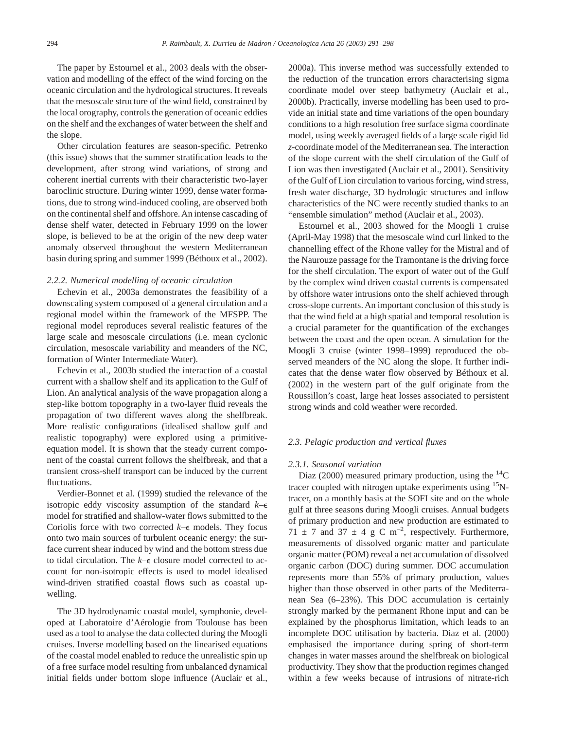The paper by Estournel et al., 2003 deals with the observation and modelling of the effect of the wind forcing on the oceanic circulation and the hydrological structures. It reveals that the mesoscale structure of the wind field, constrained by the local orography, controls the generation of oceanic eddies on the shelf and the exchanges of water between the shelf and the slope.

Other circulation features are season-specific. Petrenko (this issue) shows that the summer stratification leads to the development, after strong wind variations, of strong and coherent inertial currents with their characteristic two-layer baroclinic structure. During winter 1999, dense water formations, due to strong wind-induced cooling, are observed both on the continental shelf and offshore. An intense cascading of dense shelf water, detected in February 1999 on the lower slope, is believed to be at the origin of the new deep water anomaly observed throughout the western Mediterranean basin during spring and summer 1999 (Béthoux et al., 2002).

#### 2.2.2. Numerical modelling of oceanic circulation

Echevin et al., 2003a demonstrates the feasibility of a downscaling system composed of a general circulation and a regional model within the framework of the MFSPP. The regional model reproduces several realistic features of the large scale and mesoscale circulations (i.e. mean cyclonic circulation, mesoscale variability and meanders of the NC, formation of Winter Intermediate Water).

Echevin et al., 2003b studied the interaction of a coastal current with a shallow shelf and its application to the Gulf of Lion. An analytical analysis of the wave propagation along a step-like bottom topography in a two-layer fluid reveals the propagation of two different waves along the shelfbreak. More realistic configurations (idealised shallow gulf and realistic topography) were explored using a primitive-equation model. It is shown that the steady current component of the coastal current follows the shelfbreak, and that a transient cross-shelf transport can be induced by the current fluctuations.

Verdier-Bonnet et al. (1999) studied the relevance of the isotropic eddy viscosity assumption of the standard $k$–$\epsilon$ model for stratified and shallow-water flows submitted to the Coriolis force with two corrected $k$–$\epsilon$ models. They focus onto two main sources of turbulent oceanic energy: the surface current shear induced by wind and the bottom stress due to tidal circulation. The $k$–$\epsilon$ closure model corrected to account for non-isotropic effects is used to model idealised wind-driven stratified coastal flows such as coastal upwelling.

The 3D hydrodynamic coastal model, symphonie, developed at Laboratoire d'Aérologie from Toulouse has been used as a tool to analyse the data collected during the Moogli cruises. Inverse modelling based on the linearised equations of the coastal model enabled to reduce the unrealistic spin up of a free surface model resulting from unbalanced dynamical initial fields under bottom slope influence (Auclair et al., 2000a). This inverse method was successfully extended to the reduction of the truncation errors characterising sigma coordinate model over steep bathymetry (Auclair et al., 2000b). Practically, inverse modelling has been used to provide an initial state and time variations of the open boundary conditions to a high resolution free surface sigma coordinate model, using weekly averaged fields of a large scale rigid lid *z*-coordinate model of the Mediterranean sea. The interaction of the slope current with the shelf circulation of the Gulf of Lion was then investigated (Auclair et al., 2001). Sensitivity of the Gulf of Lion circulation to various forcing, wind stress, fresh water discharge, 3D hydrologic structures and inflow characteristics of the NC were recently studied thanks to an "ensemble simulation" method (Auclair et al., 2003).

Estournel et al., 2003 showed for the Moogli 1 cruise (April-May 1998) that the mesoscale wind curl linked to the channelling effect of the Rhone valley for the Mistral and of the Naurouze passage for the Tramontane is the driving force for the shelf circulation. The export of water out of the Gulf by the complex wind driven coastal currents is compensated by offshore water intrusions onto the shelf achieved through cross-slope currents. An important conclusion of this study is that the wind field at a high spatial and temporal resolution is a crucial parameter for the quantification of the exchanges between the coast and the open ocean. A simulation for the Moogli 3 cruise (winter 1998–1999) reproduced the observed meanders of the NC along the slope. It further indicates that the dense water flow observed by Béthoux et al. (2002) in the western part of the gulf originate from the Roussillon's coast, large heat losses associated to persistent strong winds and cold weather were recorded.

### 2.3. Pelagic production and vertical fluxes

#### 2.3.1. Seasonal variation

Diaz (2000) measured primary production, using the $^{14}C$ tracer coupled with nitrogen uptake experiments using $^{15}N$-tracer, on a monthly basis at the SOFI site and on the whole gulf at three seasons during Moogli cruises. Annual budgets of primary production and new production are estimated to $71 \pm 7$ and $37 \pm 4$ g C m$^{-2}$, respectively. Furthermore, measurements of dissolved organic matter and particulate organic matter (POM) reveal a net accumulation of dissolved organic carbon (DOC) during summer. DOC accumulation represents more than 55% of primary production, values higher than those observed in other parts of the Mediterranean Sea (6–23%). This DOC accumulation is certainly strongly marked by the permanent Rhone input and can be explained by the phosphorus limitation, which leads to an incomplete DOC utilisation by bacteria. Diaz et al. (2000) emphasised the importance during spring of short-term changes in water masses around the shelfbreak on biological productivity. They show that the production regimes changed within a few weeks because of intrusions of nitrate-rich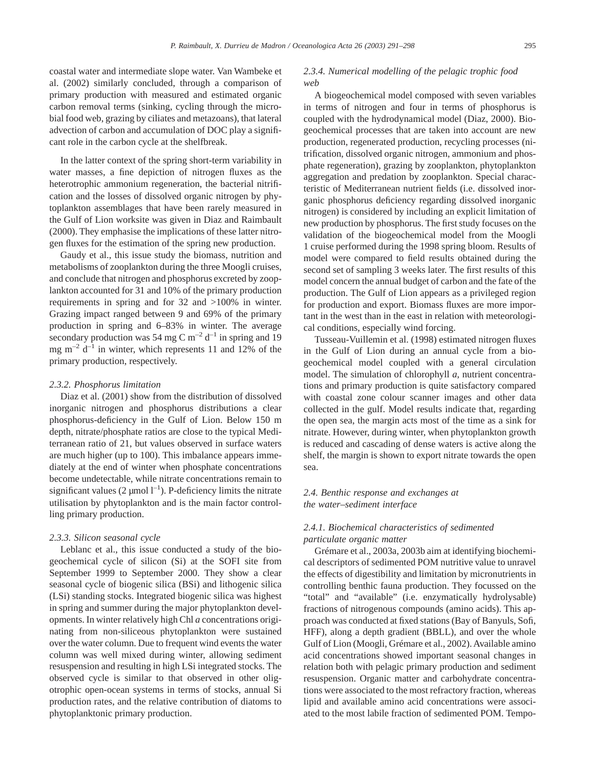coastal water and intermediate slope water. Van Wambeke et al. (2002) similarly concluded, through a comparison of primary production with measured and estimated organic carbon removal terms (sinking, cycling through the microbial food web, grazing by ciliates and metazoans), that lateral advection of carbon and accumulation of DOC play a significant role in the carbon cycle at the shelfbreak.

In the latter context of the spring short-term variability in water masses, a fine depiction of nitrogen fluxes as the heterotrophic ammonium regeneration, the bacterial nitrification and the losses of dissolved organic nitrogen by phytoplankton assemblages that have been rarely measured in the Gulf of Lion worksite was given in Diaz and Raimbault (2000). They emphasise the implications of these latter nitrogen fluxes for the estimation of the spring new production.

Gaudy et al., this issue study the biomass, nutrition and metabolisms of zooplankton during the three Moogli cruises, and conclude that nitrogen and phosphorus excreted by zooplankton accounted for 31 and 10% of the primary production requirements in spring and for 32 and >100% in winter. Grazing impact ranged between 9 and 69% of the primary production in spring and 6–83% in winter. The average secondary production was 54 mg C $m^{-2}$ $d^{-1}$ in spring and 19 mg $m^{-2}$ $d^{-1}$ in winter, which represents 11 and 12% of the primary production, respectively.

### *2.3.2. Phosphorus limitation*

Diaz et al. (2001) show from the distribution of dissolved inorganic nitrogen and phosphorus distributions a clear phosphorus-deficiency in the Gulf of Lion. Below 150 m depth, nitrate/phosphate ratios are close to the typical Mediterranean ratio of 21, but values observed in surface waters are much higher (up to 100). This imbalance appears immediately at the end of winter when phosphate concentrations become undetectable, while nitrate concentrations remain to significant values (2 μmol $l^{-1}$). P-deficiency limits the nitrate utilisation by phytoplankton and is the main factor controlling primary production.

### *2.3.3. Silicon seasonal cycle*

Leblanc et al., this issue conducted a study of the biogeochemical cycle of silicon (Si) at the SOFI site from September 1999 to September 2000. They show a clear seasonal cycle of biogenic silica (BSi) and lithogenic silica (LSi) standing stocks. Integrated biogenic silica was highest in spring and summer during the major phytoplankton developments. In winter relatively high Chl *a* concentrations originating from non-siliceous phytoplankton were sustained over the water column. Due to frequent wind events the water column was well mixed during winter, allowing sediment resuspension and resulting in high LSi integrated stocks. The observed cycle is similar to that observed in other oligotrophic open-ocean systems in terms of stocks, annual Si production rates, and the relative contribution of diatoms to phytoplanktonic primary production.

### *2.3.4. Numerical modelling of the pelagic trophic food web*

A biogeochemical model composed with seven variables in terms of nitrogen and four in terms of phosphorus is coupled with the hydrodynamical model (Diaz, 2000). Biogeochemical processes that are taken into account are new production, regenerated production, recycling processes (nitrification, dissolved organic nitrogen, ammonium and phosphate regeneration), grazing by zooplankton, phytoplankton aggregation and predation by zooplankton. Special characteristic of Mediterranean nutrient fields (i.e. dissolved inorganic phosphorus deficiency regarding dissolved inorganic nitrogen) is considered by including an explicit limitation of new production by phosphorus. The first study focuses on the validation of the biogeochemical model from the Moogli 1 cruise performed during the 1998 spring bloom. Results of model were compared to field results obtained during the second set of sampling 3 weeks later. The first results of this model concern the annual budget of carbon and the fate of the production. The Gulf of Lion appears as a privileged region for production and export. Biomass fluxes are more important in the west than in the east in relation with meteorological conditions, especially wind forcing.

Tusseau-Vuillemin et al. (1998) estimated nitrogen fluxes in the Gulf of Lion during an annual cycle from a biogeochemical model coupled with a general circulation model. The simulation of chlorophyll *a*, nutrient concentrations and primary production is quite satisfactory compared with coastal zone colour scanner images and other data collected in the gulf. Model results indicate that, regarding the open sea, the margin acts most of the time as a sink for nitrate. However, during winter, when phytoplankton growth is reduced and cascading of dense waters is active along the shelf, the margin is shown to export nitrate towards the open sea.

## *2.4. Benthic response and exchanges at the water–sediment interface*

### *2.4.1. Biochemical characteristics of sedimented particulate organic matter*

Grémare et al., 2003a, 2003b aim at identifying biochemical descriptors of sedimented POM nutritive value to unravel the effects of digestibility and limitation by micronutrients in controlling benthic fauna production. They focussed on the "total" and "available" (i.e. enzymatically hydrolysable) fractions of nitrogenous compounds (amino acids). This approach was conducted at fixed stations (Bay of Banyuls, Sofi, HFF), along a depth gradient (BBLL), and over the whole Gulf of Lion (Moogli, Grémare et al., 2002). Available amino acid concentrations showed important seasonal changes in relation both with pelagic primary production and sediment resuspension. Organic matter and carbohydrate concentrations were associated to the most refractory fraction, whereas lipid and available amino acid concentrations were associated to the most labile fraction of sedimented POM. Tempo-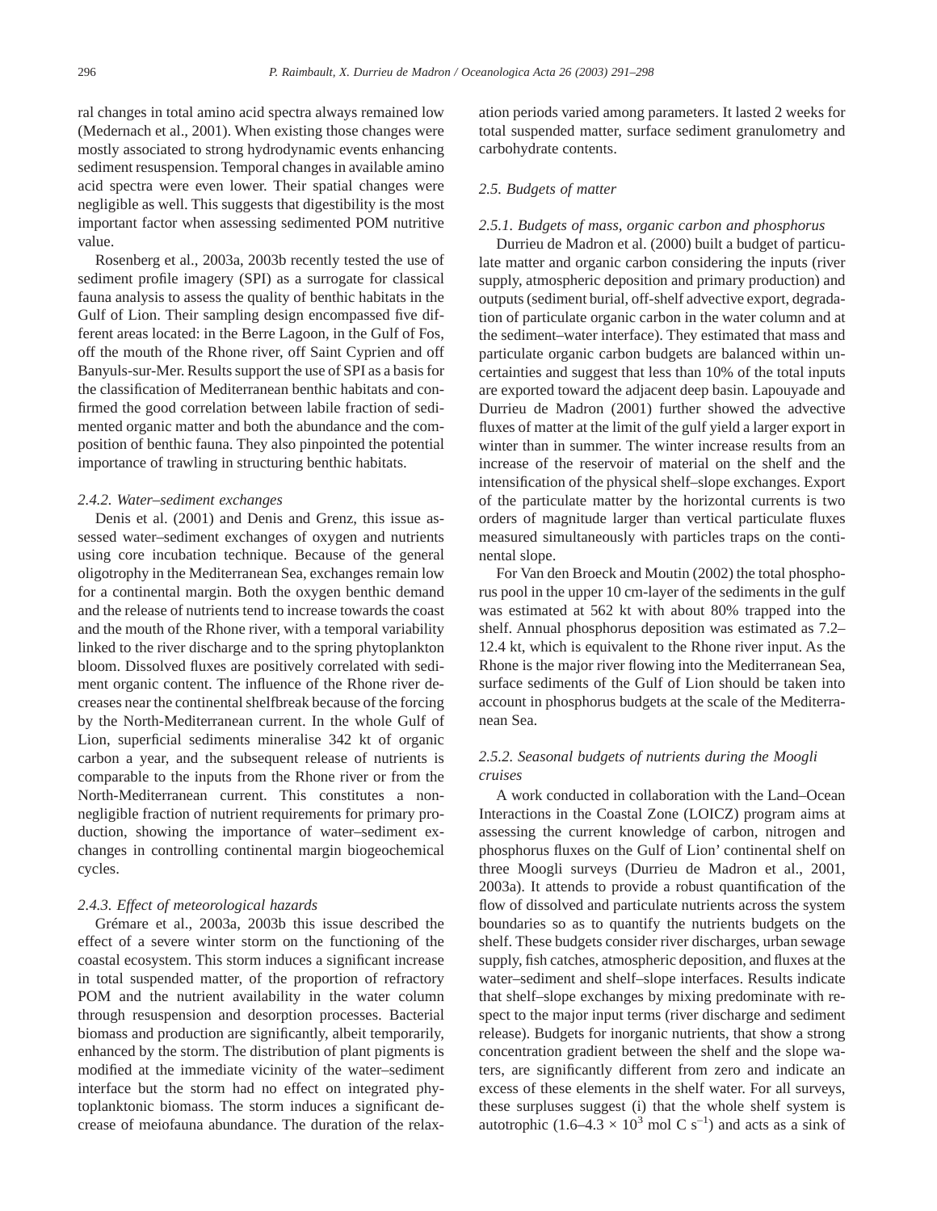ral changes in total amino acid spectra always remained low (Medernach et al., 2001). When existing those changes were mostly associated to strong hydrodynamic events enhancing sediment resuspension. Temporal changes in available amino acid spectra were even lower. Their spatial changes were negligible as well. This suggests that digestibility is the most important factor when assessing sedimented POM nutritive value.

Rosenberg et al., 2003a, 2003b recently tested the use of sediment profile imagery (SPI) as a surrogate for classical fauna analysis to assess the quality of benthic habitats in the Gulf of Lion. Their sampling design encompassed five different areas located: in the Berre Lagoon, in the Gulf of Fos, off the mouth of the Rhone river, off Saint Cyprien and off Banyuls-sur-Mer. Results support the use of SPI as a basis for the classification of Mediterranean benthic habitats and confirmed the good correlation between labile fraction of sedimented organic matter and both the abundance and the composition of benthic fauna. They also pinpointed the potential importance of trawling in structuring benthic habitats.

#### *2.4.2. Water–sediment exchanges*

Denis et al. (2001) and Denis and Grenz, this issue assessed water–sediment exchanges of oxygen and nutrients using core incubation technique. Because of the general oligotrophy in the Mediterranean Sea, exchanges remain low for a continental margin. Both the oxygen benthic demand and the release of nutrients tend to increase towards the coast and the mouth of the Rhone river, with a temporal variability linked to the river discharge and to the spring phytoplankton bloom. Dissolved fluxes are positively correlated with sediment organic content. The influence of the Rhone river decreases near the continental shelfbreak because of the forcing by the North-Mediterranean current. In the whole Gulf of Lion, superficial sediments mineralise 342 kt of organic carbon a year, and the subsequent release of nutrients is comparable to the inputs from the Rhone river or from the North-Mediterranean current. This constitutes a non-negligible fraction of nutrient requirements for primary production, showing the importance of water–sediment exchanges in controlling continental margin biogeochemical cycles.

#### *2.4.3. Effect of meteorological hazards*

Grémare et al., 2003a, 2003b this issue described the effect of a severe winter storm on the functioning of the coastal ecosystem. This storm induces a significant increase in total suspended matter, of the proportion of refractory POM and the nutrient availability in the water column through resuspension and desorption processes. Bacterial biomass and production are significantly, albeit temporarily, enhanced by the storm. The distribution of plant pigments is modified at the immediate vicinity of the water–sediment interface but the storm had no effect on integrated phytoplanktonic biomass. The storm induces a significant decrease of meiofauna abundance. The duration of the relaxation periods varied among parameters. It lasted 2 weeks for total suspended matter, surface sediment granulometry and carbohydrate contents.

### *2.5. Budgets of matter*

#### *2.5.1. Budgets of mass, organic carbon and phosphorus*

Durrieu de Madron et al. (2000) built a budget of particulate matter and organic carbon considering the inputs (river supply, atmospheric deposition and primary production) and outputs (sediment burial, off-shelf advective export, degradation of particulate organic carbon in the water column and at the sediment–water interface). They estimated that mass and particulate organic carbon budgets are balanced within uncertainties and suggest that less than 10% of the total inputs are exported toward the adjacent deep basin. Lapouyade and Durrieu de Madron (2001) further showed the advective fluxes of matter at the limit of the gulf yield a larger export in winter than in summer. The winter increase results from an increase of the reservoir of material on the shelf and the intensification of the physical shelf–slope exchanges. Export of the particulate matter by the horizontal currents is two orders of magnitude larger than vertical particulate fluxes measured simultaneously with particles traps on the continental slope.

For Van den Broeck and Moutin (2002) the total phosphorus pool in the upper 10 cm-layer of the sediments in the gulf was estimated at 562 kt with about 80% trapped into the shelf. Annual phosphorus deposition was estimated as 7.2–12.4 kt, which is equivalent to the Rhone river input. As the Rhone is the major river flowing into the Mediterranean Sea, surface sediments of the Gulf of Lion should be taken into account in phosphorus budgets at the scale of the Mediterranean Sea.

#### *2.5.2. Seasonal budgets of nutrients during the Moogli cruises*

A work conducted in collaboration with the Land–Ocean Interactions in the Coastal Zone (LOICZ) program aims at assessing the current knowledge of carbon, nitrogen and phosphorus fluxes on the Gulf of Lion' continental shelf on three Moogli surveys (Durrieu de Madron et al., 2001, 2003a). It attends to provide a robust quantification of the flow of dissolved and particulate nutrients across the system boundaries so as to quantify the nutrients budgets on the shelf. These budgets consider river discharges, urban sewage supply, fish catches, atmospheric deposition, and fluxes at the water–sediment and shelf–slope interfaces. Results indicate that shelf–slope exchanges by mixing predominate with respect to the major input terms (river discharge and sediment release). Budgets for inorganic nutrients, that show a strong concentration gradient between the shelf and the slope waters, are significantly different from zero and indicate an excess of these elements in the shelf water. For all surveys, these surpluses suggest (i) that the whole shelf system is autotrophic ($1.6$–$4.3 \times 10^3$ mol C s$^{-1}$) and acts as a sink of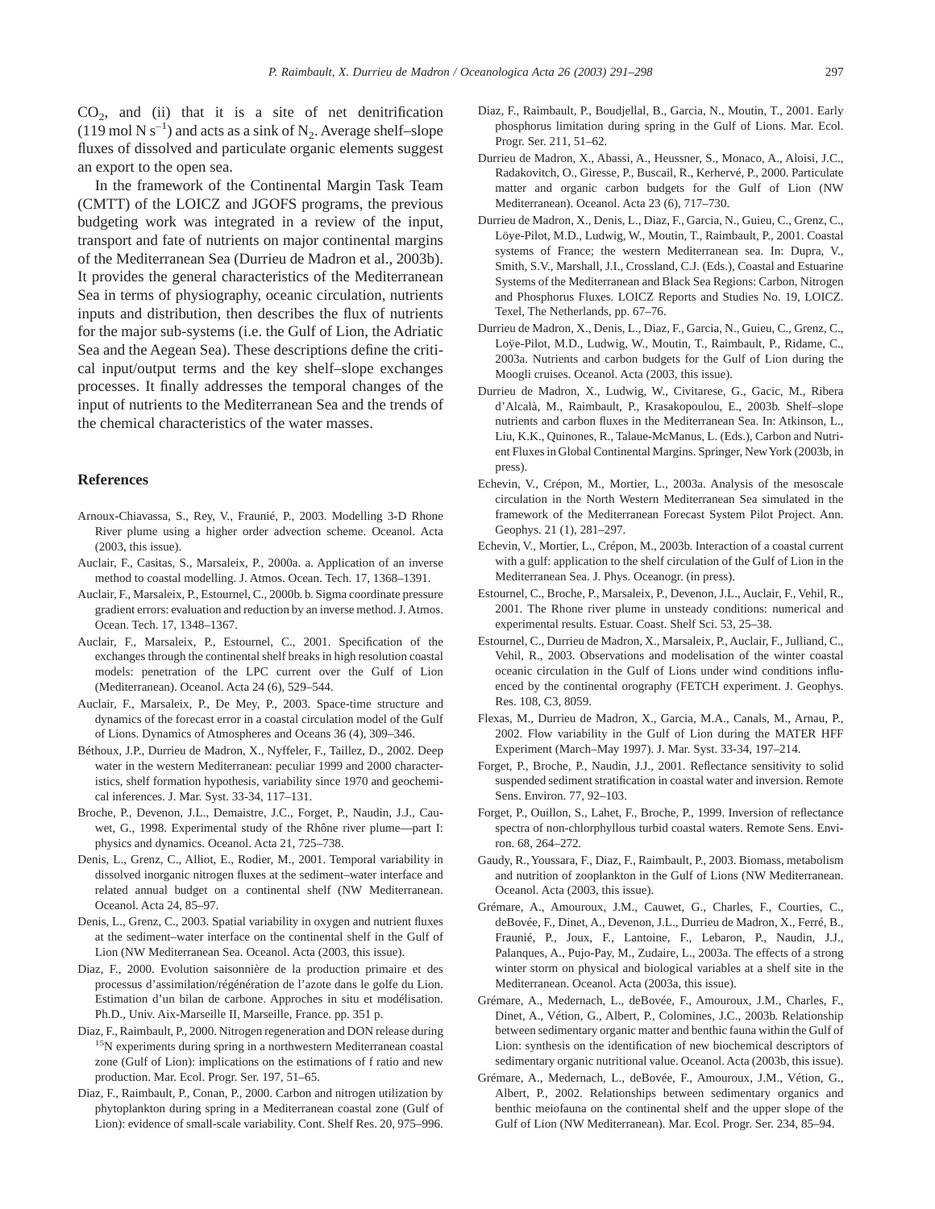$CO_2$, and (ii) that it is a site of net denitrification (119 mol N $s^{-1}$) and acts as a sink of $N_2$. Average shelf–slope fluxes of dissolved and particulate organic elements suggest an export to the open sea.

In the framework of the Continental Margin Task Team (CMTT) of the LOICZ and JGOFS programs, the previous budgeting work was integrated in a review of the input, transport and fate of nutrients on major continental margins of the Mediterranean Sea (Durrieu de Madron et al., 2003b). It provides the general characteristics of the Mediterranean Sea in terms of physiography, oceanic circulation, nutrients inputs and distribution, then describes the flux of nutrients for the major sub-systems (i.e. the Gulf of Lion, the Adriatic Sea and the Aegean Sea). These descriptions define the critical input/output terms and the key shelf–slope exchanges processes. It finally addresses the temporal changes of the input of nutrients to the Mediterranean Sea and the trends of the chemical characteristics of the water masses.

## References

Arnoux-Chiavassa, S., Rey, V., Fraunié, P., 2003. Modelling 3-D Rhone River plume using a higher order advection scheme. Oceanol. Acta (2003, this issue).

Auclair, F., Casitas, S., Marsaleix, P., 2000a. a. Application of an inverse method to coastal modelling. J. Atmos. Ocean. Tech. 17, 1368–1391.

Auclair, F., Marsaleix, P., Estournel, C., 2000b. b. Sigma coordinate pressure gradient errors: evaluation and reduction by an inverse method. J. Atmos. Ocean. Tech. 17, 1348–1367.

Auclair, F., Marsaleix, P., Estournel, C., 2001. Specification of the exchanges through the continental shelf breaks in high resolution coastal models: penetration of the LPC current over the Gulf of Lion (Mediterranean). Oceanol. Acta 24 (6), 529–544.

Auclair, F., Marsaleix, P., De Mey, P., 2003. Space-time structure and dynamics of the forecast error in a coastal circulation model of the Gulf of Lions. Dynamics of Atmospheres and Oceans 36 (4), 309–346.

Béthoux, J.P., Durrieu de Madron, X., Nyffeler, F., Taillez, D., 2002. Deep water in the western Mediterranean: peculiar 1999 and 2000 characteristics, shelf formation hypothesis, variability since 1970 and geochemical inferences. J. Mar. Syst. 33-34, 117–131.

Broche, P., Devenon, J.L., Demaistre, J.C., Forget, P., Naudin, J.J., Cauwet, G., 1998. Experimental study of the Rhône river plume—part I: physics and dynamics. Oceanol. Acta 21, 725–738.

Denis, L., Grenz, C., Alliot, E., Rodier, M., 2001. Temporal variability in dissolved inorganic nitrogen fluxes at the sediment–water interface and related annual budget on a continental shelf (NW Mediterranean. Oceanol. Acta 24, 85–97.

Denis, L., Grenz, C., 2003. Spatial variability in oxygen and nutrient fluxes at the sediment–water interface on the continental shelf in the Gulf of Lion (NW Mediterranean Sea. Oceanol. Acta (2003, this issue).

Diaz, F., 2000. Evolution saisonnière de la production primaire et des processus d'assimilation/régénération de l'azote dans le golfe du Lion. Estimation d'un bilan de carbone. Approches in situ et modélisation. Ph.D., Univ. Aix-Marseille II, Marseille, France. pp. 351 p.

Diaz, F., Raimbault, P., 2000. Nitrogen regeneration and DON release during $^{15}$N experiments during spring in a northwestern Mediterranean coastal zone (Gulf of Lion): implications on the estimations of f ratio and new production. Mar. Ecol. Progr. Ser. 197, 51–65.

Diaz, F., Raimbault, P., Conan, P., 2000. Carbon and nitrogen utilization by phytoplankton during spring in a Mediterranean coastal zone (Gulf of Lion): evidence of small-scale variability. Cont. Shelf Res. 20, 975–996.

Diaz, F., Raimbault, P., Boudjellal, B., Garcia, N., Moutin, T., 2001. Early phosphorus limitation during spring in the Gulf of Lions. Mar. Ecol. Progr. Ser. 211, 51–62.

Durrieu de Madron, X., Abassi, A., Heussner, S., Monaco, A., Aloisi, J.C., Radakovitch, O., Giresse, P., Buscail, R., Kerhervé, P., 2000. Particulate matter and organic carbon budgets for the Gulf of Lion (NW Mediterranean). Oceanol. Acta 23 (6), 717–730.

Durrieu de Madron, X., Denis, L., Diaz, F., Garcia, N., Guieu, C., Grenz, C., Löye-Pilot, M.D., Ludwig, W., Moutin, T., Raimbault, P., 2001. Coastal systems of France; the western Mediterranean sea. In: Dupra, V., Smith, S.V., Marshall, J.I., Crossland, C.J. (Eds.), Coastal and Estuarine Systems of the Mediterranean and Black Sea Regions: Carbon, Nitrogen and Phosphorus Fluxes. LOICZ Reports and Studies No. 19, LOICZ. Texel, The Netherlands, pp. 67–76.

Durrieu de Madron, X., Denis, L., Diaz, F., Garcia, N., Guieu, C., Grenz, C., Loÿe-Pilot, M.D., Ludwig, W., Moutin, T., Raimbault, P., Ridame, C., 2003a. Nutrients and carbon budgets for the Gulf of Lion during the Moogli cruises. Oceanol. Acta (2003, this issue).

Durrieu de Madron, X., Ludwig, W., Civitarese, G., Gacic, M., Ribera d'Alcalà, M., Raimbault, P., Krasakopoulou, E., 2003b. Shelf–slope nutrients and carbon fluxes in the Mediterranean Sea. In: Atkinson, L., Liu, K.K., Quinones, R., Talaue-McManus, L. (Eds.), Carbon and Nutrient Fluxes in Global Continental Margins. Springer, New York (2003b, in press).

Echevin, V., Crépon, M., Mortier, L., 2003a. Analysis of the mesoscale circulation in the North Western Mediterranean Sea simulated in the framework of the Mediterranean Forecast System Pilot Project. Ann. Geophys. 21 (1), 281–297.

Echevin, V., Mortier, L., Crépon, M., 2003b. Interaction of a coastal current with a gulf: application to the shelf circulation of the Gulf of Lion in the Mediterranean Sea. J. Phys. Oceanogr. (in press).

Estournel, C., Broche, P., Marsaleix, P., Devenon, J.L., Auclair, F., Vehil, R., 2001. The Rhone river plume in unsteady conditions: numerical and experimental results. Estuar. Coast. Shelf Sci. 53, 25–38.

Estournel, C., Durrieu de Madron, X., Marsaleix, P., Auclair, F., Julliand, C., Vehil, R., 2003. Observations and modelisation of the winter coastal oceanic circulation in the Gulf of Lions under wind conditions influenced by the continental orography (FETCH experiment. J. Geophys. Res. 108, C3, 8059.

Flexas, M., Durrieu de Madron, X., Garcia, M.A., Canals, M., Arnau, P., 2002. Flow variability in the Gulf of Lion during the MATER HFF Experiment (March–May 1997). J. Mar. Syst. 33-34, 197–214.

Forget, P., Broche, P., Naudin, J.J., 2001. Reflectance sensitivity to solid suspended sediment stratification in coastal water and inversion. Remote Sens. Environ. 77, 92–103.

Forget, P., Ouillon, S., Lahet, F., Broche, P., 1999. Inversion of reflectance spectra of non-chlorphyllous turbid coastal waters. Remote Sens. Environ. 68, 264–272.

Gaudy, R., Youssara, F., Diaz, F., Raimbault, P., 2003. Biomass, metabolism and nutrition of zooplankton in the Gulf of Lions (NW Mediterranean. Oceanol. Acta (2003, this issue).

Grémare, A., Amouroux, J.M., Cauwet, G., Charles, F., Courties, C., deBovée, F., Dinet, A., Devenon, J.L., Durrieu de Madron, X., Ferré, B., Fraunié, P., Joux, F., Lantoine, F., Lebaron, P., Naudin, J.J., Palanques, A., Pujo-Pay, M., Zudaire, L., 2003a. The effects of a strong winter storm on physical and biological variables at a shelf site in the Mediterranean. Oceanol. Acta (2003a, this issue).

Grémare, A., Medernach, L., deBovée, F., Amouroux, J.M., Charles, F., Dinet, A., Vétion, G., Albert, P., Colomines, J.C., 2003b. Relationship between sedimentary organic matter and benthic fauna within the Gulf of Lion: synthesis on the identification of new biochemical descriptors of sedimentary organic nutritional value. Oceanol. Acta (2003b, this issue).

Grémare, A., Medernach, L., deBovée, F., Amouroux, J.M., Vétion, G., Albert, P., 2002. Relationships between sedimentary organics and benthic meiofauna on the continental shelf and the upper slope of the Gulf of Lion (NW Mediterranean). Mar. Ecol. Progr. Ser. 234, 85–94.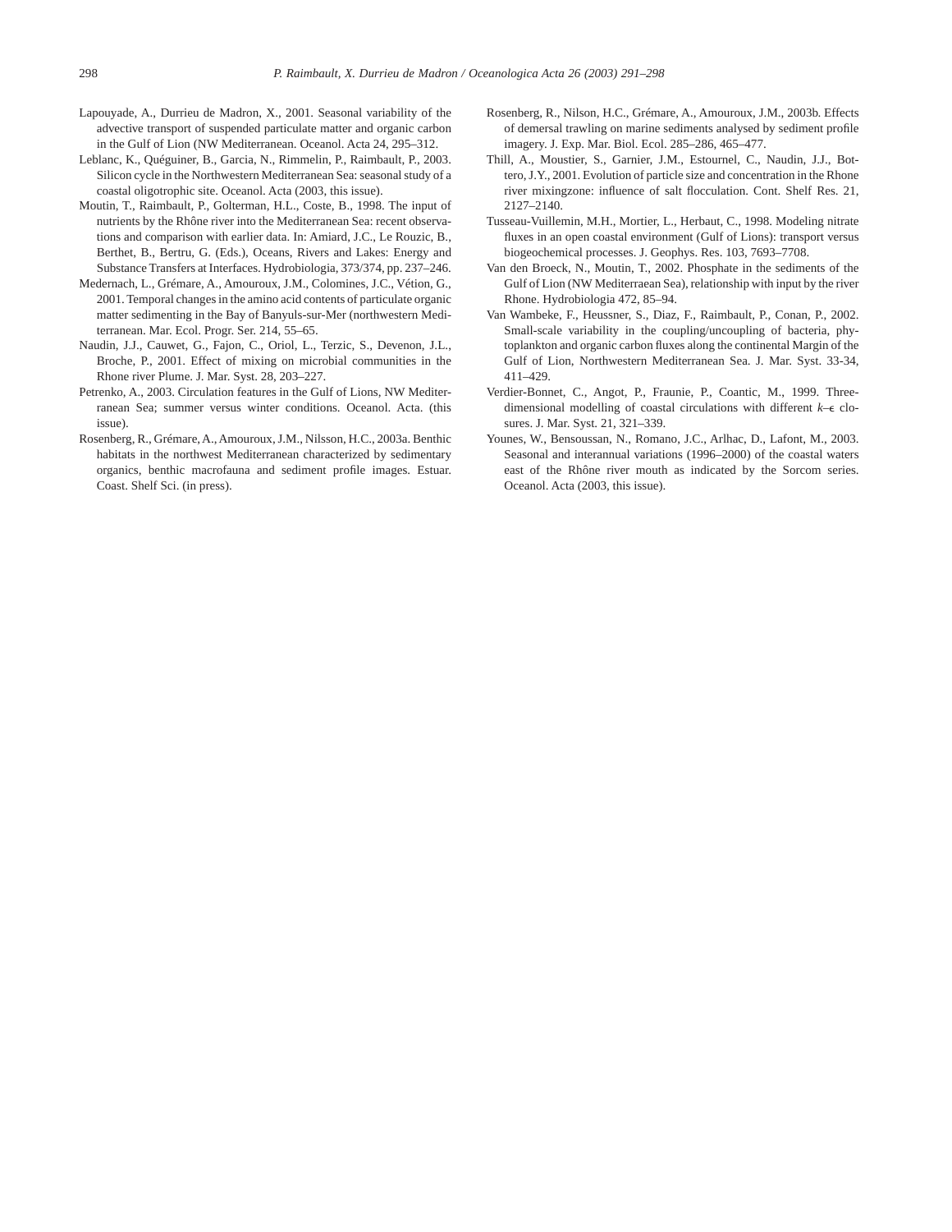Lapouyade, A., Durrieu de Madron, X., 2001. Seasonal variability of the advective transport of suspended particulate matter and organic carbon in the Gulf of Lion (NW Mediterranean. Oceanol. Acta 24, 295–312.

Leblanc, K., Quéguiner, B., Garcia, N., Rimmelin, P., Raimbault, P., 2003. Silicon cycle in the Northwestern Mediterranean Sea: seasonal study of a coastal oligotrophic site. Oceanol. Acta (2003, this issue).

Moutin, T., Raimbault, P., Golterman, H.L., Coste, B., 1998. The input of nutrients by the Rhône river into the Mediterranean Sea: recent observations and comparison with earlier data. In: Amiard, J.C., Le Rouzic, B., Berthet, B., Bertru, G. (Eds.), Oceans, Rivers and Lakes: Energy and Substance Transfers at Interfaces. Hydrobiologia, 373/374, pp. 237–246.

Medernach, L., Grémare, A., Amouroux, J.M., Colomines, J.C., Vétion, G., 2001. Temporal changes in the amino acid contents of particulate organic matter sedimenting in the Bay of Banyuls-sur-Mer (northwestern Mediterranean. Mar. Ecol. Progr. Ser. 214, 55–65.

Naudin, J.J., Cauwet, G., Fajon, C., Oriol, L., Terzic, S., Devenon, J.L., Broche, P., 2001. Effect of mixing on microbial communities in the Rhone river Plume. J. Mar. Syst. 28, 203–227.

Petrenko, A., 2003. Circulation features in the Gulf of Lions, NW Mediterranean Sea; summer versus winter conditions. Oceanol. Acta. (this issue).

Rosenberg, R., Grémare, A., Amouroux, J.M., Nilsson, H.C., 2003a. Benthic habitats in the northwest Mediterranean characterized by sedimentary organics, benthic macrofauna and sediment profile images. Estuar. Coast. Shelf Sci. (in press).

Rosenberg, R., Nilson, H.C., Grémare, A., Amouroux, J.M., 2003b. Effects of demersal trawling on marine sediments analysed by sediment profile imagery. J. Exp. Mar. Biol. Ecol. 285–286, 465–477.

Thill, A., Moustier, S., Garnier, J.M., Estournel, C., Naudin, J.J., Bottero, J.Y., 2001. Evolution of particle size and concentration in the Rhone river mixingzone: influence of salt flocculation. Cont. Shelf Res. 21, 2127–2140.

Tusseau-Vuillemin, M.H., Mortier, L., Herbaut, C., 1998. Modeling nitrate fluxes in an open coastal environment (Gulf of Lions): transport versus biogeochemical processes. J. Geophys. Res. 103, 7693–7708.

Van den Broeck, N., Moutin, T., 2002. Phosphate in the sediments of the Gulf of Lion (NW Mediterraean Sea), relationship with input by the river Rhone. Hydrobiologia 472, 85–94.

Van Wambeke, F., Heussner, S., Diaz, F., Raimbault, P., Conan, P., 2002. Small-scale variability in the coupling/uncoupling of bacteria, phytoplankton and organic carbon fluxes along the continental Margin of the Gulf of Lion, Northwestern Mediterranean Sea. J. Mar. Syst. 33-34, 411–429.

Verdier-Bonnet, C., Angot, P., Fraunie, P., Coantic, M., 1999. Three-dimensional modelling of coastal circulations with different $k$–$\epsilon$ closures. J. Mar. Syst. 21, 321–339.

Younes, W., Bensoussan, N., Romano, J.C., Arlhac, D., Lafont, M., 2003. Seasonal and interannual variations (1996–2000) of the coastal waters east of the Rhône river mouth as indicated by the Sorcom series. Oceanol. Acta (2003, this issue).